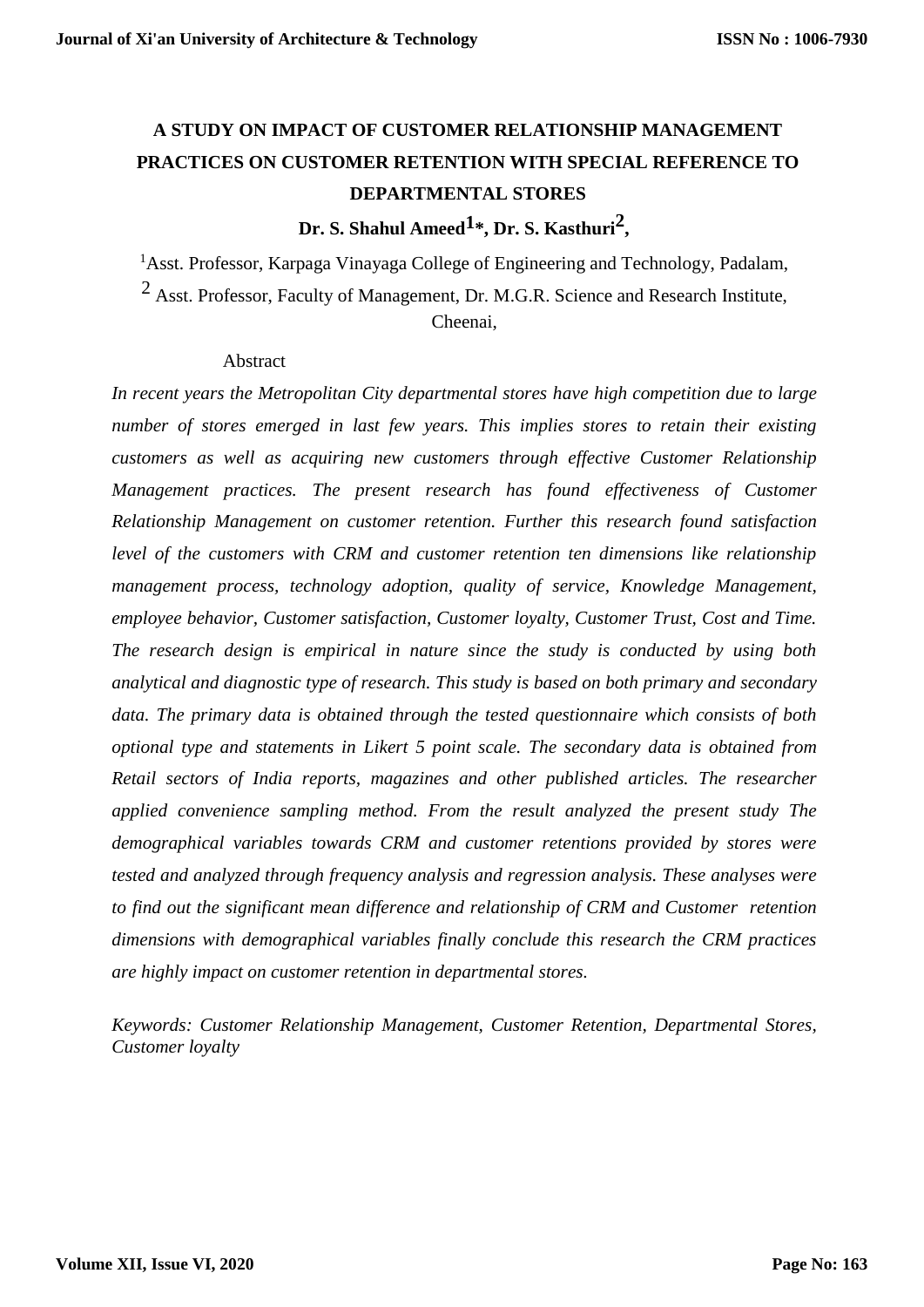# A STUDY ON IMPACT OF CUSTOMER RELATIONSHIP MANAGEMENT PRACTICES ON CUSTOMER RETENTION WITH SPECIAL REFERENCE TO DEPARTMENTAL STORES

**Dr. S. Shahul Ameed[1]\*, Dr. S. Kasthuri[2],**

[1]Asst. Professor, Karpaga Vinayaga College of Engineering and Technology, Padalam,

[2] Asst. Professor, Faculty of Management, Dr. M.G.R. Science and Research Institute, Cheenai,

Abstract

*In recent years the Metropolitan City departmental stores have high competition due to large number of stores emerged in last few years. This implies stores to retain their existing customers as well as acquiring new customers through effective Customer Relationship Management practices. The present research has found effectiveness of Customer Relationship Management on customer retention. Further this research found satisfaction level of the customers with CRM and customer retention ten dimensions like relationship management process, technology adoption, quality of service, Knowledge Management, employee behavior, Customer satisfaction, Customer loyalty, Customer Trust, Cost and Time. The research design is empirical in nature since the study is conducted by using both analytical and diagnostic type of research. This study is based on both primary and secondary data. The primary data is obtained through the tested questionnaire which consists of both optional type and statements in Likert 5 point scale. The secondary data is obtained from Retail sectors of India reports, magazines and other published articles. The researcher applied convenience sampling method. From the result analyzed the present study The demographical variables towards CRM and customer retentions provided by stores were tested and analyzed through frequency analysis and regression analysis. These analyses were to find out the significant mean difference and relationship of CRM and Customer retention dimensions with demographical variables finally conclude this research the CRM practices are highly impact on customer retention in departmental stores.*

*Keywords: Customer Relationship Management, Customer Retention, Departmental Stores, Customer loyalty*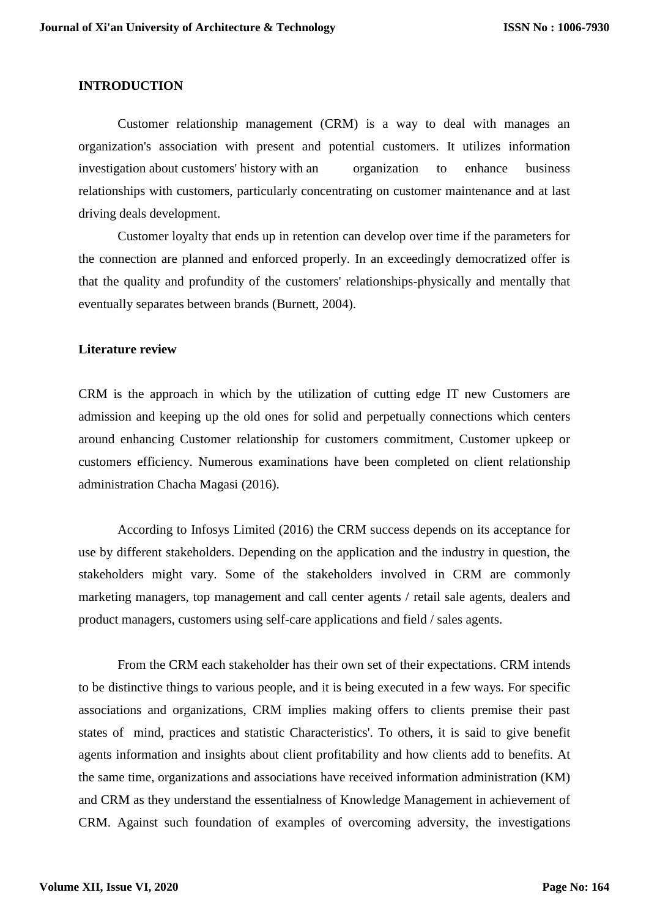## INTRODUCTION

Customer relationship management (CRM) is a way to deal with manages an organization's association with present and potential customers. It utilizes information investigation about customers' history with an organization to enhance business relationships with customers, particularly concentrating on customer maintenance and at last driving deals development.

Customer loyalty that ends up in retention can develop over time if the parameters for the connection are planned and enforced properly. In an exceedingly democratized offer is that the quality and profundity of the customers' relationships-physically and mentally that eventually separates between brands (Burnett, 2004).

## Literature review

CRM is the approach in which by the utilization of cutting edge IT new Customers are admission and keeping up the old ones for solid and perpetually connections which centers around enhancing Customer relationship for customers commitment, Customer upkeep or customers efficiency. Numerous examinations have been completed on client relationship administration Chacha Magasi (2016).

According to Infosys Limited (2016) the CRM success depends on its acceptance for use by different stakeholders. Depending on the application and the industry in question, the stakeholders might vary. Some of the stakeholders involved in CRM are commonly marketing managers, top management and call center agents / retail sale agents, dealers and product managers, customers using self-care applications and field / sales agents.

From the CRM each stakeholder has their own set of their expectations. CRM intends to be distinctive things to various people, and it is being executed in a few ways. For specific associations and organizations, CRM implies making offers to clients premise their past states of mind, practices and statistic Characteristics'. To others, it is said to give benefit agents information and insights about client profitability and how clients add to benefits. At the same time, organizations and associations have received information administration (KM) and CRM as they understand the essentialness of Knowledge Management in achievement of CRM. Against such foundation of examples of overcoming adversity, the investigations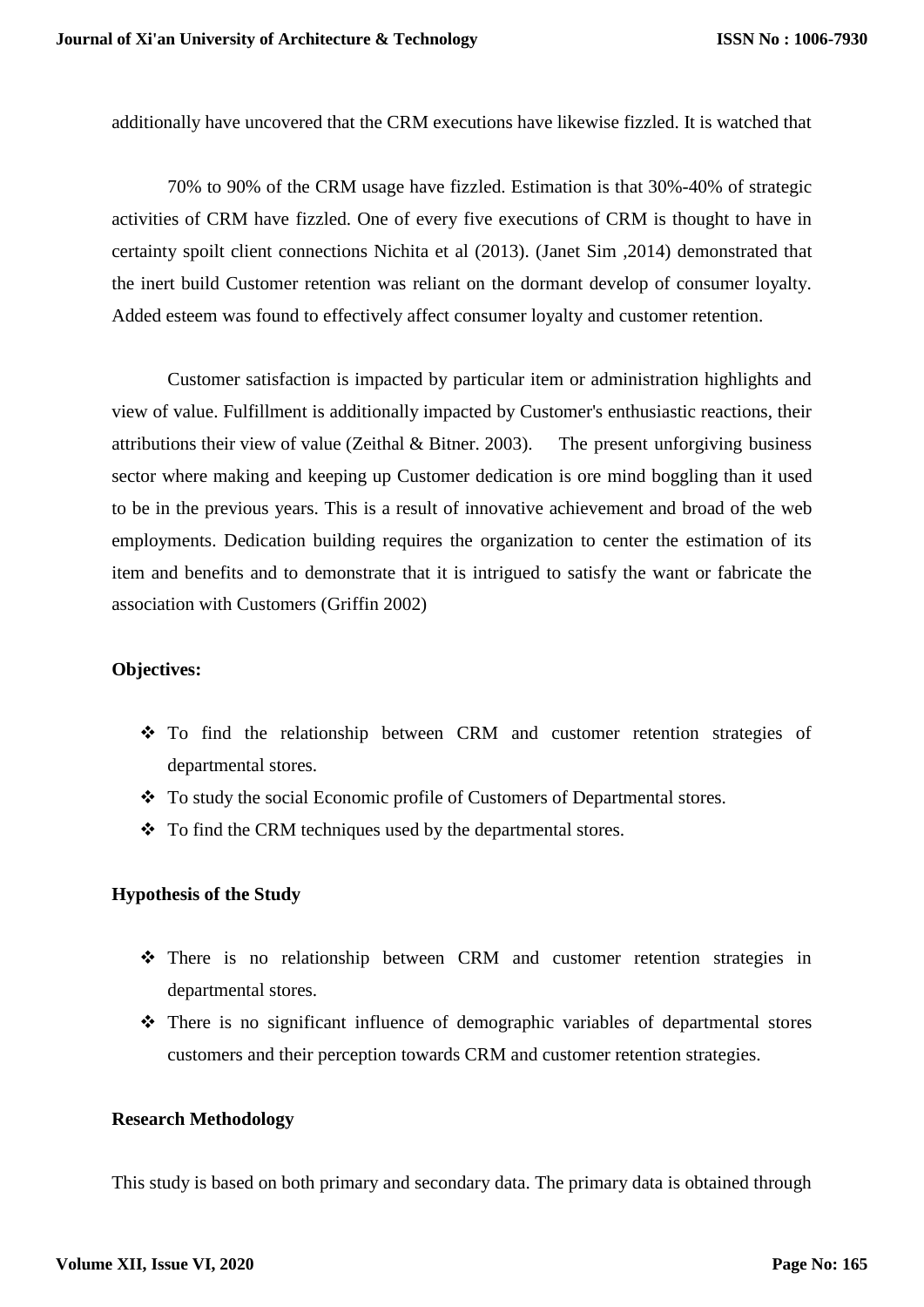additionally have uncovered that the CRM executions have likewise fizzled. It is watched that

70% to 90% of the CRM usage have fizzled. Estimation is that 30%-40% of strategic activities of CRM have fizzled. One of every five executions of CRM is thought to have in certainty spoilt client connections Nichita et al (2013). (Janet Sim ,2014) demonstrated that the inert build Customer retention was reliant on the dormant develop of consumer loyalty. Added esteem was found to effectively affect consumer loyalty and customer retention.

Customer satisfaction is impacted by particular item or administration highlights and view of value. Fulfillment is additionally impacted by Customer's enthusiastic reactions, their attributions their view of value (Zeithal & Bitner. 2003). The present unforgiving business sector where making and keeping up Customer dedication is ore mind boggling than it used to be in the previous years. This is a result of innovative achievement and broad of the web employments. Dedication building requires the organization to center the estimation of its item and benefits and to demonstrate that it is intrigued to satisfy the want or fabricate the association with Customers (Griffin 2002)

**Objectives:**

- To find the relationship between CRM and customer retention strategies of departmental stores.
- To study the social Economic profile of Customers of Departmental stores.
- To find the CRM techniques used by the departmental stores.

**Hypothesis of the Study**

- There is no relationship between CRM and customer retention strategies in departmental stores.
- There is no significant influence of demographic variables of departmental stores customers and their perception towards CRM and customer retention strategies.

**Research Methodology**

This study is based on both primary and secondary data. The primary data is obtained through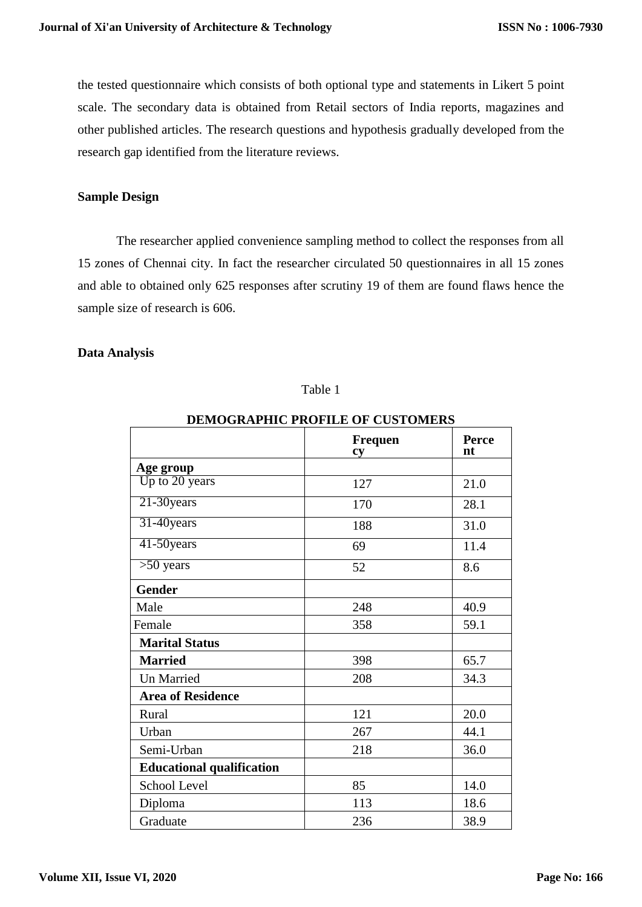the tested questionnaire which consists of both optional type and statements in Likert 5 point scale. The secondary data is obtained from Retail sectors of India reports, magazines and other published articles. The research questions and hypothesis gradually developed from the research gap identified from the literature reviews.

## Sample Design

The researcher applied convenience sampling method to collect the responses from all 15 zones of Chennai city. In fact the researcher circulated 50 questionnaires in all 15 zones and able to obtained only 625 responses after scrutiny 19 of them are found flaws hence the sample size of research is 606.

## Data Analysis

Table 1

**DEMOGRAPHIC PROFILE OF CUSTOMERS**

| | **Frequency** | **Percent** |
|---|---|---|
| **Age group** | | |
| Up to 20 years | 127 | 21.0 |
| 21-30years | 170 | 28.1 |
| 31-40years | 188 | 31.0 |
| 41-50years | 69 | 11.4 |
| >50 years | 52 | 8.6 |
| **Gender** | | |
| Male | 248 | 40.9 |
| Female | 358 | 59.1 |
| **Marital Status** | | |
| **Married** | 398 | 65.7 |
| Un Married | 208 | 34.3 |
| **Area of Residence** | | |
| Rural | 121 | 20.0 |
| Urban | 267 | 44.1 |
| Semi-Urban | 218 | 36.0 |
| **Educational qualification** | | |
| School Level | 85 | 14.0 |
| Diploma | 113 | 18.6 |
| Graduate | 236 | 38.9 |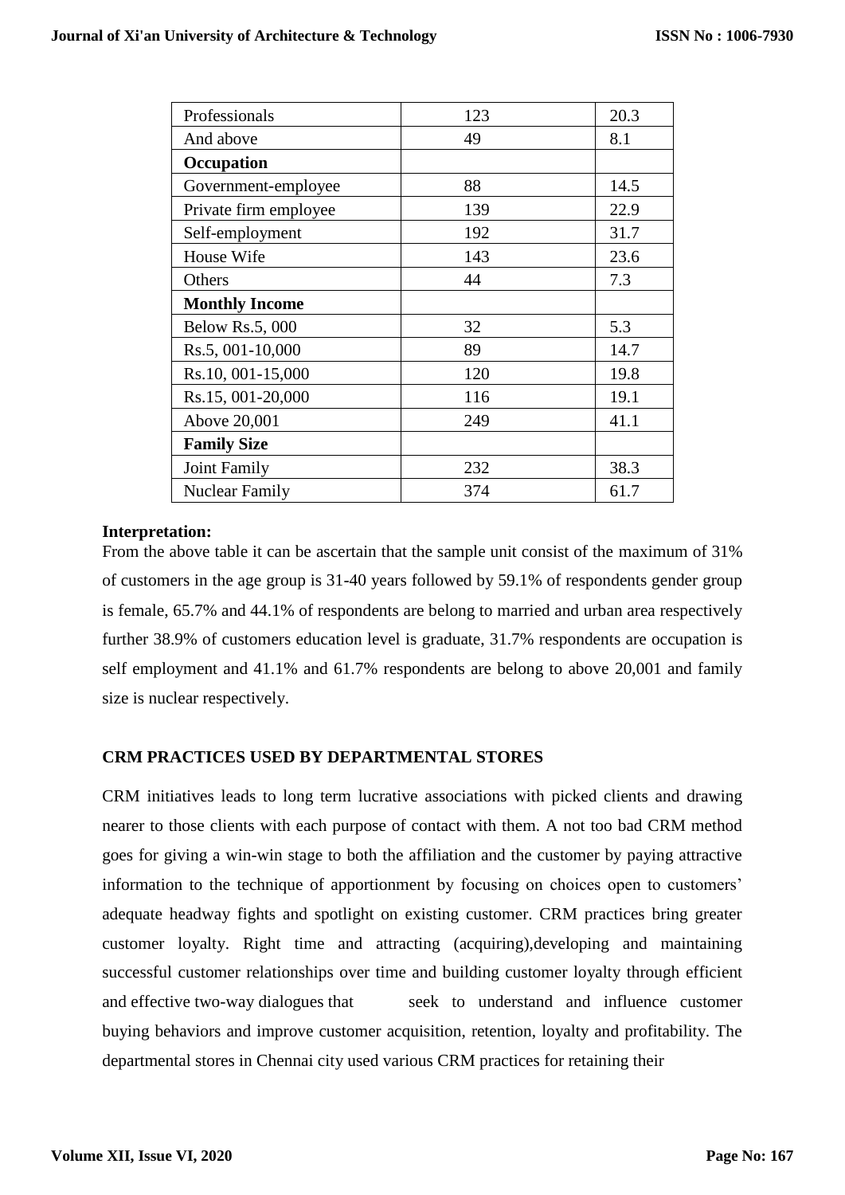| Professionals | 123 | 20.3 |
|---|---|---|
| And above | 49 | 8.1 |
| **Occupation** | | |
| Government-employee | 88 | 14.5 |
| Private firm employee | 139 | 22.9 |
| Self-employment | 192 | 31.7 |
| House Wife | 143 | 23.6 |
| Others | 44 | 7.3 |
| **Monthly Income** | | |
| Below Rs.5, 000 | 32 | 5.3 |
| Rs.5, 001-10,000 | 89 | 14.7 |
| Rs.10, 001-15,000 | 120 | 19.8 |
| Rs.15, 001-20,000 | 116 | 19.1 |
| Above 20,001 | 249 | 41.1 |
| **Family Size** | | |
| Joint Family | 232 | 38.3 |
| Nuclear Family | 374 | 61.7 |

**Interpretation:**

From the above table it can be ascertain that the sample unit consist of the maximum of 31% of customers in the age group is 31-40 years followed by 59.1% of respondents gender group is female, 65.7% and 44.1% of respondents are belong to married and urban area respectively further 38.9% of customers education level is graduate, 31.7% respondents are occupation is self employment and 41.1% and 61.7% respondents are belong to above 20,001 and family size is nuclear respectively.

## CRM PRACTICES USED BY DEPARTMENTAL STORES

CRM initiatives leads to long term lucrative associations with picked clients and drawing nearer to those clients with each purpose of contact with them. A not too bad CRM method goes for giving a win-win stage to both the affiliation and the customer by paying attractive information to the technique of apportionment by focusing on choices open to customers' adequate headway fights and spotlight on existing customer. CRM practices bring greater customer loyalty. Right time and attracting (acquiring),developing and maintaining successful customer relationships over time and building customer loyalty through efficient and effective two-way dialogues that seek to understand and influence customer buying behaviors and improve customer acquisition, retention, loyalty and profitability. The departmental stores in Chennai city used various CRM practices for retaining their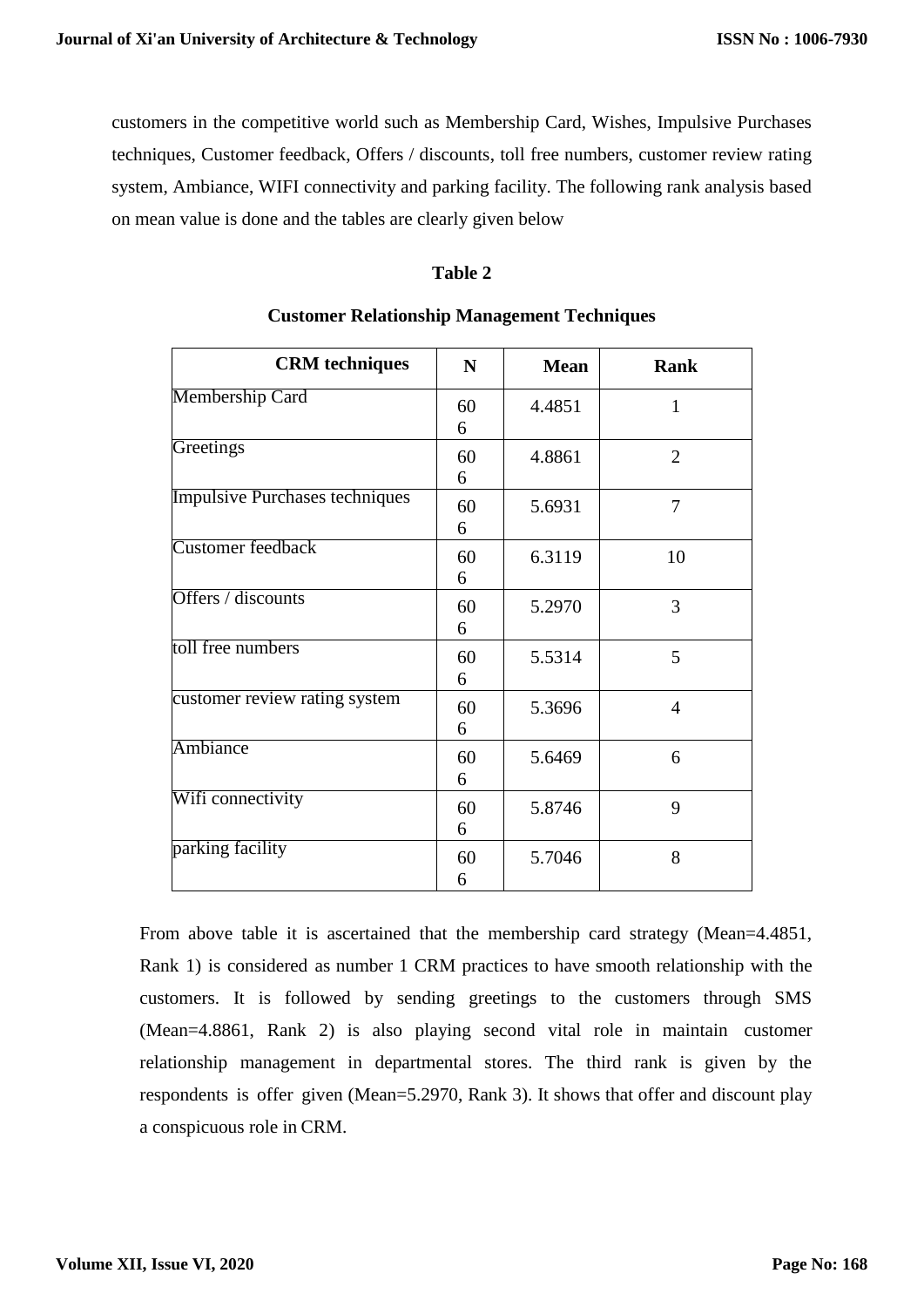customers in the competitive world such as Membership Card, Wishes, Impulsive Purchases techniques, Customer feedback, Offers / discounts, toll free numbers, customer review rating system, Ambiance, WIFI connectivity and parking facility. The following rank analysis based on mean value is done and the tables are clearly given below

**Table 2**

**Customer Relationship Management Techniques**

| CRM techniques | N | Mean | Rank |
|---|---|---|---|
| Membership Card | 606 | 4.4851 | 1 |
| Greetings | 606 | 4.8861 | 2 |
| Impulsive Purchases techniques | 606 | 5.6931 | 7 |
| Customer feedback | 606 | 6.3119 | 10 |
| Offers / discounts | 606 | 5.2970 | 3 |
| toll free numbers | 606 | 5.5314 | 5 |
| customer review rating system | 606 | 5.3696 | 4 |
| Ambiance | 606 | 5.6469 | 6 |
| Wifi connectivity | 606 | 5.8746 | 9 |
| parking facility | 606 | 5.7046 | 8 |

From above table it is ascertained that the membership card strategy (Mean=4.4851, Rank 1) is considered as number 1 CRM practices to have smooth relationship with the customers. It is followed by sending greetings to the customers through SMS (Mean=4.8861, Rank 2) is also playing second vital role in maintain customer relationship management in departmental stores. The third rank is given by the respondents is offer given (Mean=5.2970, Rank 3). It shows that offer and discount play a conspicuous role in CRM.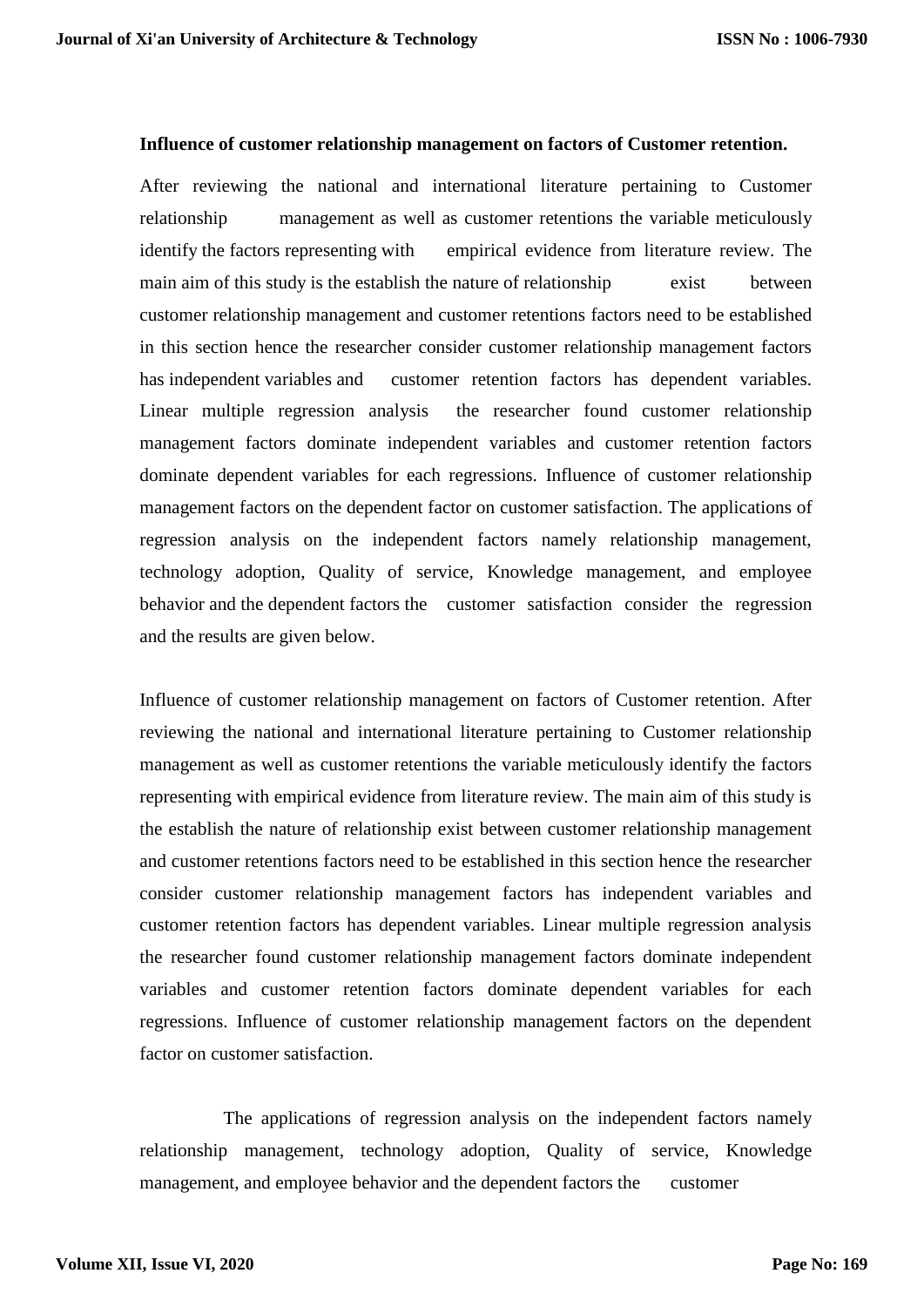**Influence of customer relationship management on factors of Customer retention.**

After reviewing the national and international literature pertaining to Customer relationship management as well as customer retentions the variable meticulously identify the factors representing with empirical evidence from literature review. The main aim of this study is the establish the nature of relationship exist between customer relationship management and customer retentions factors need to be established in this section hence the researcher consider customer relationship management factors has independent variables and customer retention factors has dependent variables. Linear multiple regression analysis the researcher found customer relationship management factors dominate independent variables and customer retention factors dominate dependent variables for each regressions. Influence of customer relationship management factors on the dependent factor on customer satisfaction. The applications of regression analysis on the independent factors namely relationship management, technology adoption, Quality of service, Knowledge management, and employee behavior and the dependent factors the customer satisfaction consider the regression and the results are given below.

Influence of customer relationship management on factors of Customer retention. After reviewing the national and international literature pertaining to Customer relationship management as well as customer retentions the variable meticulously identify the factors representing with empirical evidence from literature review. The main aim of this study is the establish the nature of relationship exist between customer relationship management and customer retentions factors need to be established in this section hence the researcher consider customer relationship management factors has independent variables and customer retention factors has dependent variables. Linear multiple regression analysis the researcher found customer relationship management factors dominate independent variables and customer retention factors dominate dependent variables for each regressions. Influence of customer relationship management factors on the dependent factor on customer satisfaction.

The applications of regression analysis on the independent factors namely relationship management, technology adoption, Quality of service, Knowledge management, and employee behavior and the dependent factors the customer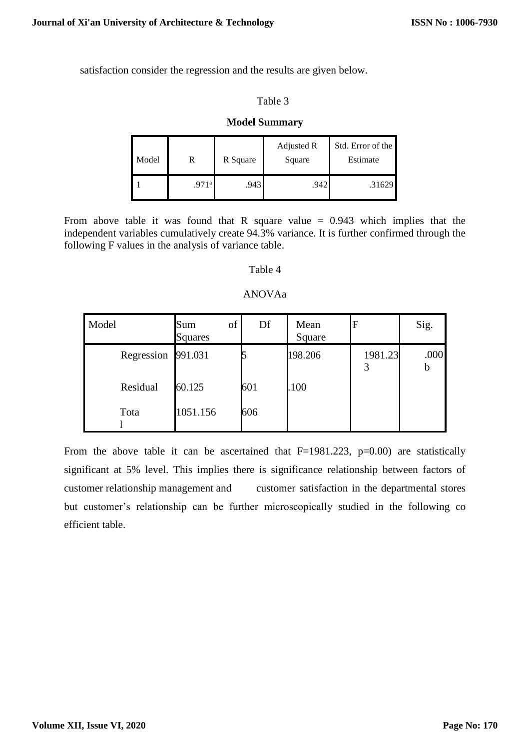satisfaction consider the regression and the results are given below.

Table 3

**Model Summary**

| Model | R | R Square | Adjusted R Square | Std. Error of the Estimate |
|---|---|---|---|---|
| 1 | .971[a] | .943 | .942 | .31629 |

From above table it was found that R square value = 0.943 which implies that the independent variables cumulatively create 94.3% variance. It is further confirmed through the following F values in the analysis of variance table.

Table 4

ANOVAa

| Model | Sum of Squares | Df | Mean Square | F | Sig. |
|---|---|---|---|---|---|
| Regression | 991.031 | 5 | 198.206 | 1981.233 | .000b |
| Residual | 60.125 | 601 | .100 | | |
| Total | 1051.156 | 606 | | | |

From the above table it can be ascertained that F=1981.223, p=0.00) are statistically significant at 5% level. This implies there is significance relationship between factors of customer relationship management and customer satisfaction in the departmental stores but customer's relationship can be further microscopically studied in the following co efficient table.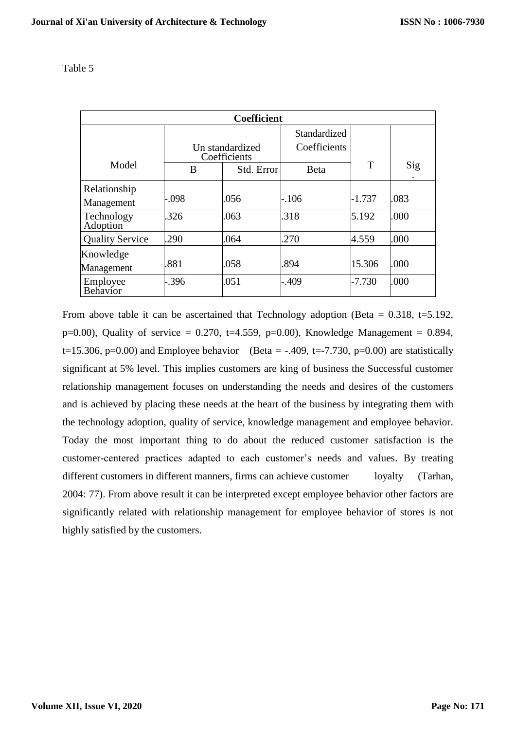Table 5

| Coefficient | | | | | |
|---|---|---|---|---|---|
| Model | Un standardized Coefficients | | Standardized Coefficients | T | Sig. |
| | B | Std. Error | Beta | | |
| Relationship Management | -.098 | .056 | -.106 | -1.737 | .083 |
| Technology Adoption | .326 | .063 | .318 | 5.192 | .000 |
| Quality Service | .290 | .064 | .270 | 4.559 | .000 |
| Knowledge Management | .881 | .058 | .894 | 15.306 | .000 |
| Employee Behavior | -.396 | .051 | -.409 | -7.730 | .000 |

From above table it can be ascertained that Technology adoption (Beta = 0.318, t=5.192, p=0.00), Quality of service = 0.270, t=4.559, p=0.00), Knowledge Management = 0.894, t=15.306, p=0.00) and Employee behavior (Beta = -.409, t=-7.730, p=0.00) are statistically significant at 5% level. This implies customers are king of business the Successful customer relationship management focuses on understanding the needs and desires of the customers and is achieved by placing these needs at the heart of the business by integrating them with the technology adoption, quality of service, knowledge management and employee behavior. Today the most important thing to do about the reduced customer satisfaction is the customer-centered practices adapted to each customer's needs and values. By treating different customers in different manners, firms can achieve customer loyalty (Tarhan, 2004: 77). From above result it can be interpreted except employee behavior other factors are significantly related with relationship management for employee behavior of stores is not highly satisfied by the customers.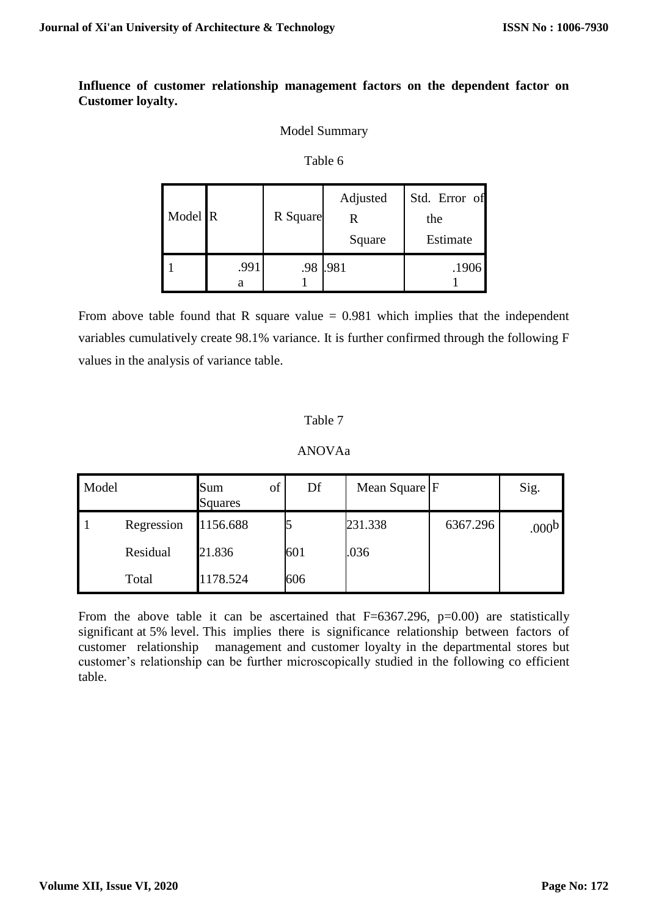**Influence of customer relationship management factors on the dependent factor on Customer loyalty.**

Model Summary

Table 6

| Model | R | R Square | Adjusted R Square | Std. Error of the Estimate |
|---|---|---|---|---|
| 1 | .991a | .981 | .981 | .19061 |

From above table found that R square value = 0.981 which implies that the independent variables cumulatively create 98.1% variance. It is further confirmed through the following F values in the analysis of variance table.

Table 7

ANOVAa

| Model | | Sum of Squares | Df | Mean Square | F | Sig. |
|---|---|---|---|---|---|---|
| 1 | Regression | 1156.688 | 5 | 231.338 | 6367.296 | .000b |
| | Residual | 21.836 | 601 | .036 | | |
| | Total | 1178.524 | 606 | | | |

From the above table it can be ascertained that F=6367.296, p=0.00) are statistically significant at 5% level. This implies there is significance relationship between factors of customer relationship management and customer loyalty in the departmental stores but customer's relationship can be further microscopically studied in the following co efficient table.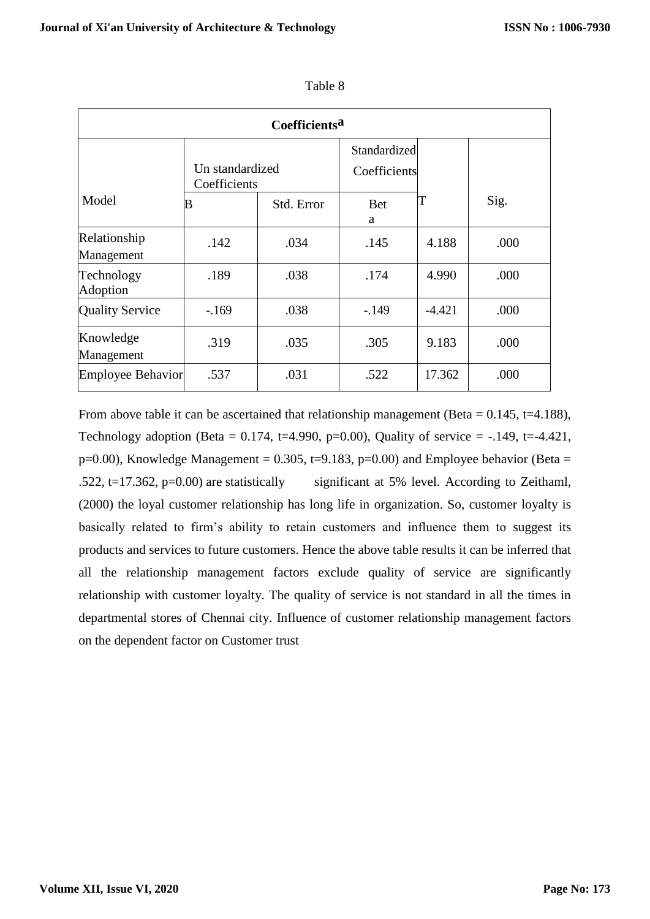Table 8

| Coefficients[a] | | | | | |
|---|---|---|---|---|---|
| Model | Un standardized Coefficients | | Standardized Coefficients | T | Sig. |
| | B | Std. Error | Beta | | |
| Relationship Management | .142 | .034 | .145 | 4.188 | .000 |
| Technology Adoption | .189 | .038 | .174 | 4.990 | .000 |
| Quality Service | -.169 | .038 | -.149 | -4.421 | .000 |
| Knowledge Management | .319 | .035 | .305 | 9.183 | .000 |
| Employee Behavior | .537 | .031 | .522 | 17.362 | .000 |

From above table it can be ascertained that relationship management (Beta = 0.145, t=4.188), Technology adoption (Beta = 0.174, t=4.990, p=0.00), Quality of service = -.149, t=-4.421, p=0.00), Knowledge Management = 0.305, t=9.183, p=0.00) and Employee behavior (Beta = .522, t=17.362, p=0.00) are statistically significant at 5% level. According to Zeithaml, (2000) the loyal customer relationship has long life in organization. So, customer loyalty is basically related to firm's ability to retain customers and influence them to suggest its products and services to future customers. Hence the above table results it can be inferred that all the relationship management factors exclude quality of service are significantly relationship with customer loyalty. The quality of service is not standard in all the times in departmental stores of Chennai city. Influence of customer relationship management factors on the dependent factor on Customer trust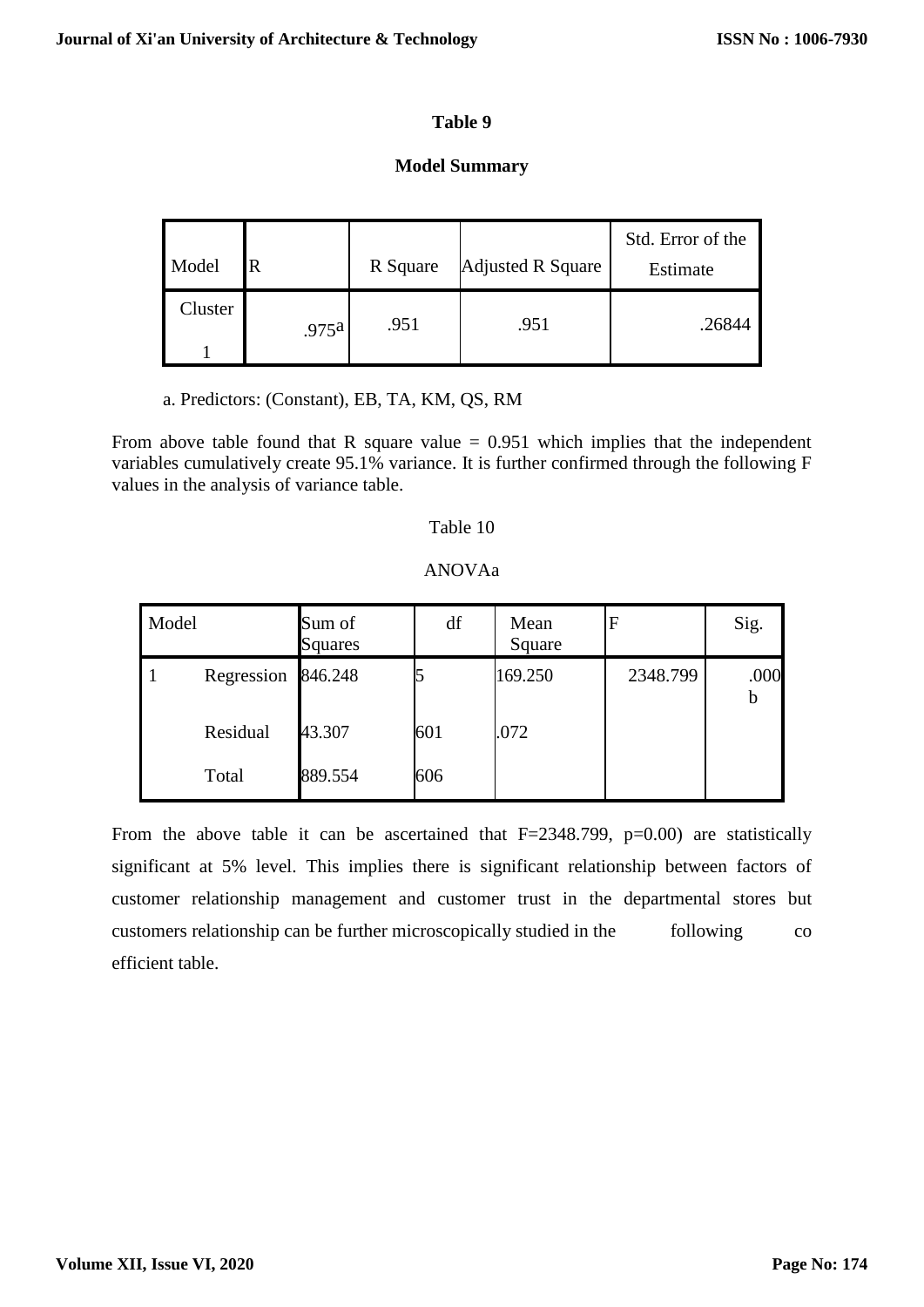**Table 9**

**Model Summary**

| Model | R | R Square | Adjusted R Square | Std. Error of the Estimate |
|---|---|---|---|---|
| Cluster 1 | .975[a] | .951 | .951 | .26844 |

a. Predictors: (Constant), EB, TA, KM, QS, RM

From above table found that R square value = 0.951 which implies that the independent variables cumulatively create 95.1% variance. It is further confirmed through the following F values in the analysis of variance table.

Table 10

ANOVAa

| Model | | Sum of Squares | df | Mean Square | F | Sig. |
|---|---|---|---|---|---|---|
| 1 | Regression | 846.248 | 5 | 169.250 | 2348.799 | .000[b] |
| | Residual | 43.307 | 601 | .072 | | |
| | Total | 889.554 | 606 | | | |

From the above table it can be ascertained that F=2348.799, p=0.00) are statistically significant at 5% level. This implies there is significant relationship between factors of customer relationship management and customer trust in the departmental stores but customers relationship can be further microscopically studied in the following co efficient table.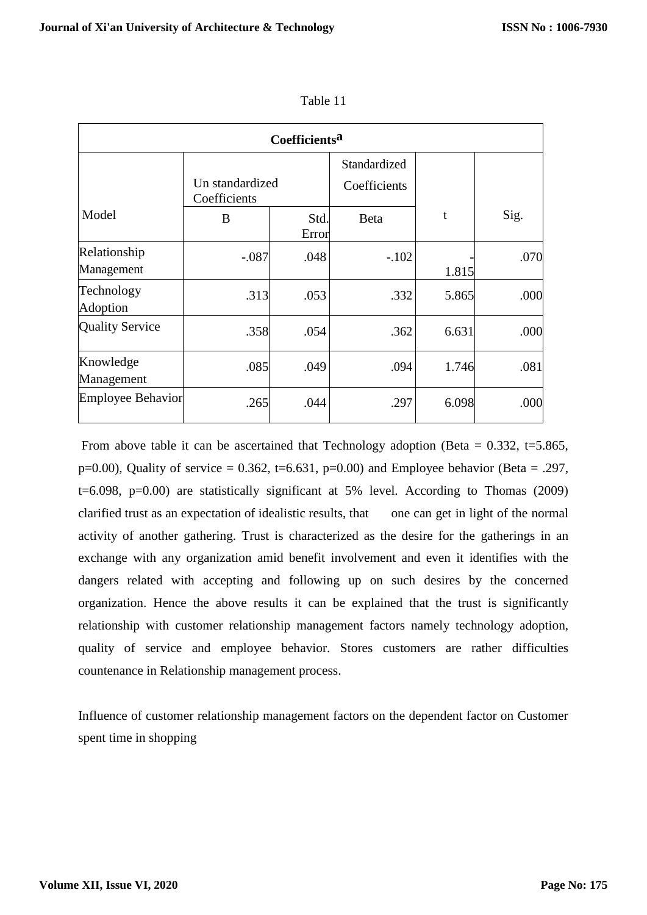Table 11

| Coefficients[a] | | | | | |
|---|---|---|---|---|---|
| Model | Un standardized Coefficients | | Standardized Coefficients | t | Sig. |
| | B | Std. Error | Beta | | |
| Relationship Management | -.087 | .048 | -.102 | -1.815 | .070 |
| Technology Adoption | .313 | .053 | .332 | 5.865 | .000 |
| Quality Service | .358 | .054 | .362 | 6.631 | .000 |
| Knowledge Management | .085 | .049 | .094 | 1.746 | .081 |
| Employee Behavior | .265 | .044 | .297 | 6.098 | .000 |

From above table it can be ascertained that Technology adoption (Beta = 0.332, t=5.865, p=0.00), Quality of service = 0.362, t=6.631, p=0.00) and Employee behavior (Beta = .297, t=6.098, p=0.00) are statistically significant at 5% level. According to Thomas (2009) clarified trust as an expectation of idealistic results, that one can get in light of the normal activity of another gathering. Trust is characterized as the desire for the gatherings in an exchange with any organization amid benefit involvement and even it identifies with the dangers related with accepting and following up on such desires by the concerned organization. Hence the above results it can be explained that the trust is significantly relationship with customer relationship management factors namely technology adoption, quality of service and employee behavior. Stores customers are rather difficulties countenance in Relationship management process.

Influence of customer relationship management factors on the dependent factor on Customer spent time in shopping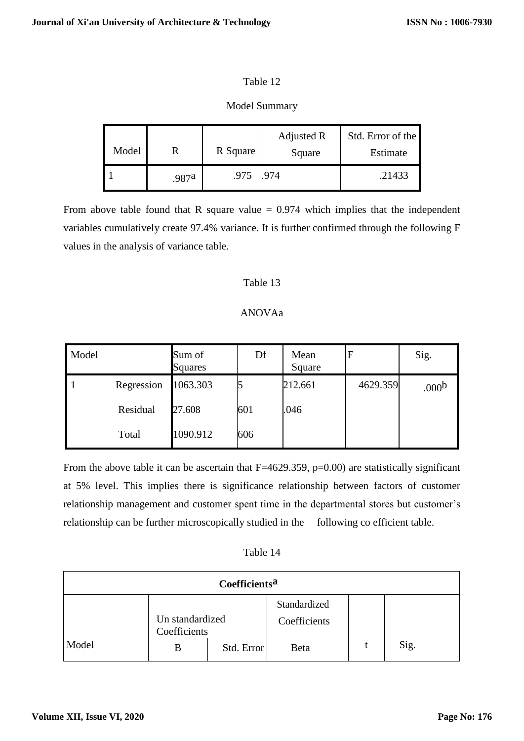Table 12

Model Summary

| Model | R | R Square | Adjusted R Square | Std. Error of the Estimate |
|---|---|---|---|---|
| 1 | .987[a] | .975 | .974 | .21433 |

From above table found that R square value = 0.974 which implies that the independent variables cumulatively create 97.4% variance. It is further confirmed through the following F values in the analysis of variance table.

Table 13

ANOVAa

| Model | | Sum of Squares | Df | Mean Square | F | Sig. |
|---|---|---|---|---|---|---|
| 1 | Regression | 1063.303 | 5 | 212.661 | 4629.359 | .000[b] |
| | Residual | 27.608 | 601 | .046 | | |
| | Total | 1090.912 | 606 | | | |

From the above table it can be ascertain that F=4629.359, p=0.00) are statistically significant at 5% level. This implies there is significance relationship between factors of customer relationship management and customer spent time in the departmental stores but customer's relationship can be further microscopically studied in the following co efficient table.

Table 14

| Coefficients[a] | | | | | |
|---|---|---|---|---|---|
| | Un standardized Coefficients | | Standardized Coefficients | | |
| Model | B | Std. Error | Beta | t | Sig. |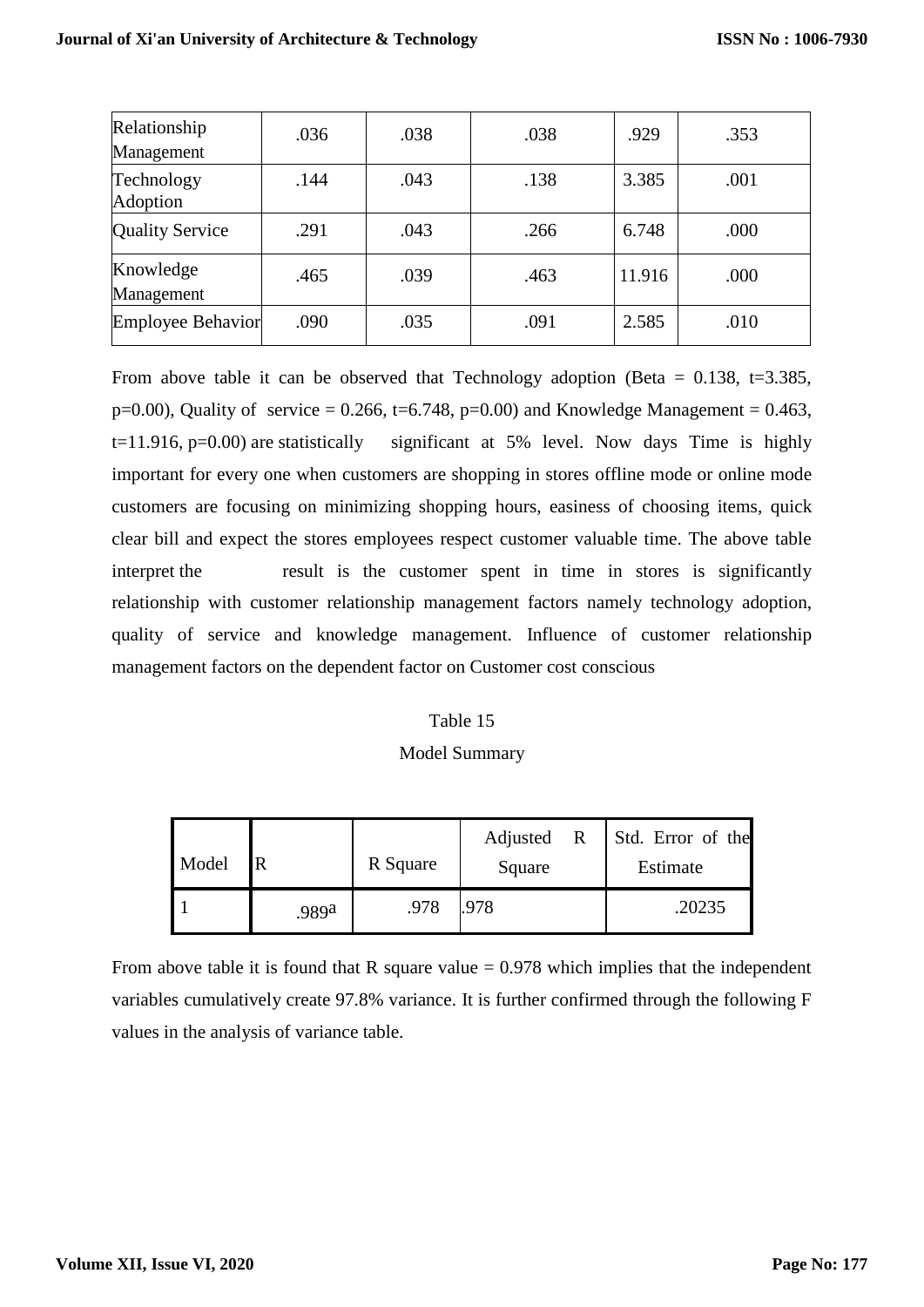| Relationship Management | .036 | .038 | .038 | .929 | .353 |
|---|---|---|---|---|---|
| Technology Adoption | .144 | .043 | .138 | 3.385 | .001 |
| Quality Service | .291 | .043 | .266 | 6.748 | .000 |
| Knowledge Management | .465 | .039 | .463 | 11.916 | .000 |
| Employee Behavior | .090 | .035 | .091 | 2.585 | .010 |

From above table it can be observed that Technology adoption (Beta = 0.138, t=3.385, p=0.00), Quality of service = 0.266, t=6.748, p=0.00) and Knowledge Management = 0.463, t=11.916, p=0.00) are statistically significant at 5% level. Now days Time is highly important for every one when customers are shopping in stores offline mode or online mode customers are focusing on minimizing shopping hours, easiness of choosing items, quick clear bill and expect the stores employees respect customer valuable time. The above table interpret the result is the customer spent in time in stores is significantly relationship with customer relationship management factors namely technology adoption, quality of service and knowledge management. Influence of customer relationship management factors on the dependent factor on Customer cost conscious

Table 15

Model Summary

| Model | R | R Square | Adjusted R Square | Std. Error of the Estimate |
|---|---|---|---|---|
| 1 | .989a | .978 | .978 | .20235 |

From above table it is found that R square value = 0.978 which implies that the independent variables cumulatively create 97.8% variance. It is further confirmed through the following F values in the analysis of variance table.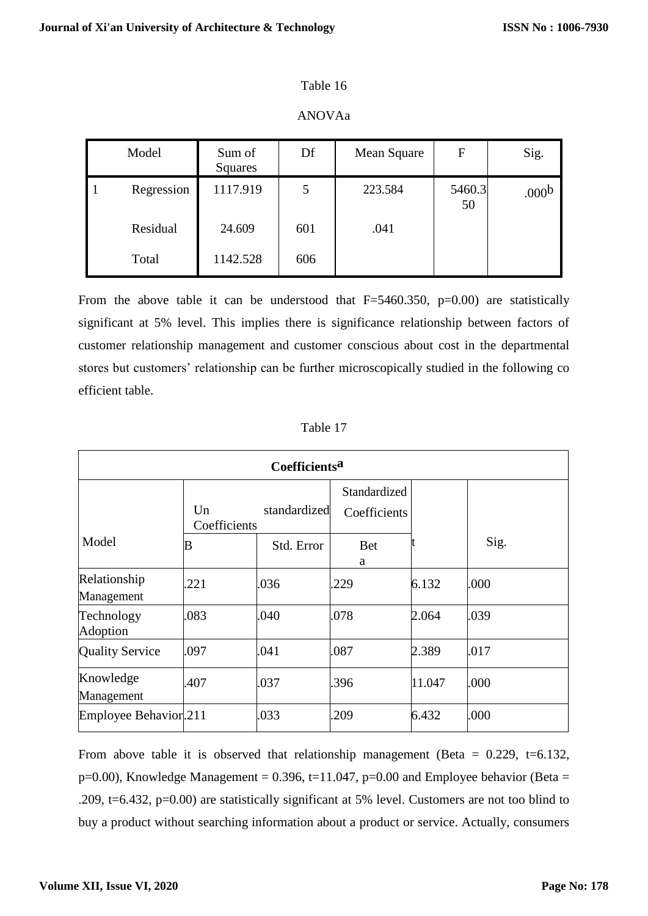Table 16

ANOVAa

| Model | | Sum of Squares | Df | Mean Square | F | Sig. |
|---|---|---|---|---|---|---|
| 1 | Regression | 1117.919 | 5 | 223.584 | 5460.350 | .000b |
| | Residual | 24.609 | 601 | .041 | | |
| | Total | 1142.528 | 606 | | | |

From the above table it can be understood that F=5460.350, p=0.00) are statistically significant at 5% level. This implies there is significance relationship between factors of customer relationship management and customer conscious about cost in the departmental stores but customers' relationship can be further microscopically studied in the following co efficient table.

Table 17

**Coefficients**a

| Model | Un standardized Coefficients | | Standardized Coefficients | t | Sig. |
|---|---|---|---|---|---|
| | B | Std. Error | Beta | | |
| Relationship Management | .221 | .036 | .229 | 6.132 | .000 |
| Technology Adoption | .083 | .040 | .078 | 2.064 | .039 |
| Quality Service | .097 | .041 | .087 | 2.389 | .017 |
| Knowledge Management | .407 | .037 | .396 | 11.047 | .000 |
| Employee Behavior | .211 | .033 | .209 | 6.432 | .000 |

From above table it is observed that relationship management (Beta = 0.229, t=6.132, p=0.00), Knowledge Management = 0.396, t=11.047, p=0.00 and Employee behavior (Beta = .209, t=6.432, p=0.00) are statistically significant at 5% level. Customers are not too blind to buy a product without searching information about a product or service. Actually, consumers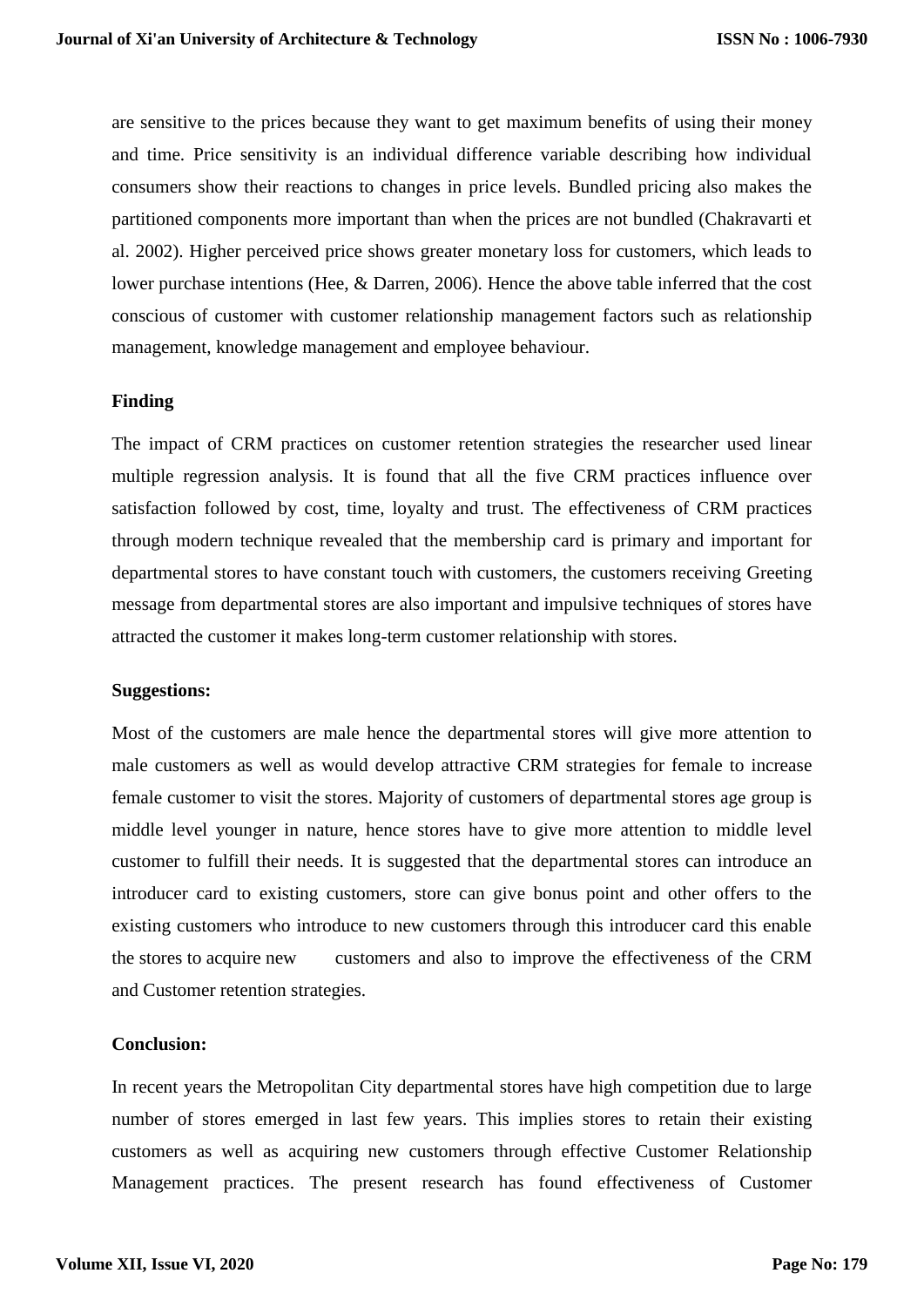are sensitive to the prices because they want to get maximum benefits of using their money and time. Price sensitivity is an individual difference variable describing how individual consumers show their reactions to changes in price levels. Bundled pricing also makes the partitioned components more important than when the prices are not bundled (Chakravarti et al. 2002). Higher perceived price shows greater monetary loss for customers, which leads to lower purchase intentions (Hee, & Darren, 2006). Hence the above table inferred that the cost conscious of customer with customer relationship management factors such as relationship management, knowledge management and employee behaviour.

**Finding**

The impact of CRM practices on customer retention strategies the researcher used linear multiple regression analysis. It is found that all the five CRM practices influence over satisfaction followed by cost, time, loyalty and trust. The effectiveness of CRM practices through modern technique revealed that the membership card is primary and important for departmental stores to have constant touch with customers, the customers receiving Greeting message from departmental stores are also important and impulsive techniques of stores have attracted the customer it makes long-term customer relationship with stores.

**Suggestions:**

Most of the customers are male hence the departmental stores will give more attention to male customers as well as would develop attractive CRM strategies for female to increase female customer to visit the stores. Majority of customers of departmental stores age group is middle level younger in nature, hence stores have to give more attention to middle level customer to fulfill their needs. It is suggested that the departmental stores can introduce an introducer card to existing customers, store can give bonus point and other offers to the existing customers who introduce to new customers through this introducer card this enable the stores to acquire new customers and also to improve the effectiveness of the CRM and Customer retention strategies.

**Conclusion:**

In recent years the Metropolitan City departmental stores have high competition due to large number of stores emerged in last few years. This implies stores to retain their existing customers as well as acquiring new customers through effective Customer Relationship Management practices. The present research has found effectiveness of Customer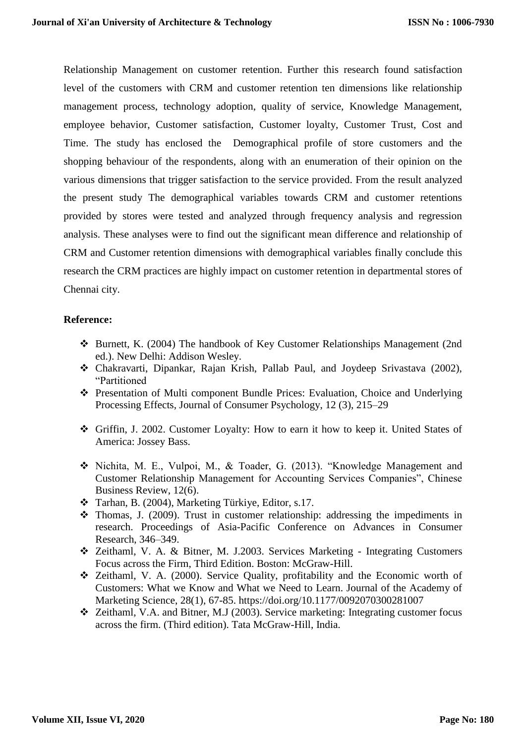Relationship Management on customer retention. Further this research found satisfaction level of the customers with CRM and customer retention ten dimensions like relationship management process, technology adoption, quality of service, Knowledge Management, employee behavior, Customer satisfaction, Customer loyalty, Customer Trust, Cost and Time. The study has enclosed the Demographical profile of store customers and the shopping behaviour of the respondents, along with an enumeration of their opinion on the various dimensions that trigger satisfaction to the service provided. From the result analyzed the present study The demographical variables towards CRM and customer retentions provided by stores were tested and analyzed through frequency analysis and regression analysis. These analyses were to find out the significant mean difference and relationship of CRM and Customer retention dimensions with demographical variables finally conclude this research the CRM practices are highly impact on customer retention in departmental stores of Chennai city.

**Reference:**

- Burnett, K. (2004) The handbook of Key Customer Relationships Management (2nd ed.). New Delhi: Addison Wesley.
- Chakravarti, Dipankar, Rajan Krish, Pallab Paul, and Joydeep Srivastava (2002), "Partitioned
- Presentation of Multi component Bundle Prices: Evaluation, Choice and Underlying Processing Effects, Journal of Consumer Psychology, 12 (3), 215–29
- Griffin, J. 2002. Customer Loyalty: How to earn it how to keep it. United States of America: Jossey Bass.
- Nichita, M. E., Vulpoi, M., & Toader, G. (2013). "Knowledge Management and Customer Relationship Management for Accounting Services Companies", Chinese Business Review, 12(6).
- Tarhan, B. (2004), Marketing Türkiye, Editor, s.17.
- Thomas, J. (2009). Trust in customer relationship: addressing the impediments in research. Proceedings of Asia-Pacific Conference on Advances in Consumer Research, 346–349.
- Zeithaml, V. A. & Bitner, M. J.2003. Services Marketing - Integrating Customers Focus across the Firm, Third Edition. Boston: McGraw-Hill.
- Zeithaml, V. A. (2000). Service Quality, profitability and the Economic worth of Customers: What we Know and What we Need to Learn. Journal of the Academy of Marketing Science, 28(1), 67-85. https://doi.org/10.1177/0092070300281007
- Zeithaml, V.A. and Bitner, M.J (2003). Service marketing: Integrating customer focus across the firm. (Third edition). Tata McGraw-Hill, India.